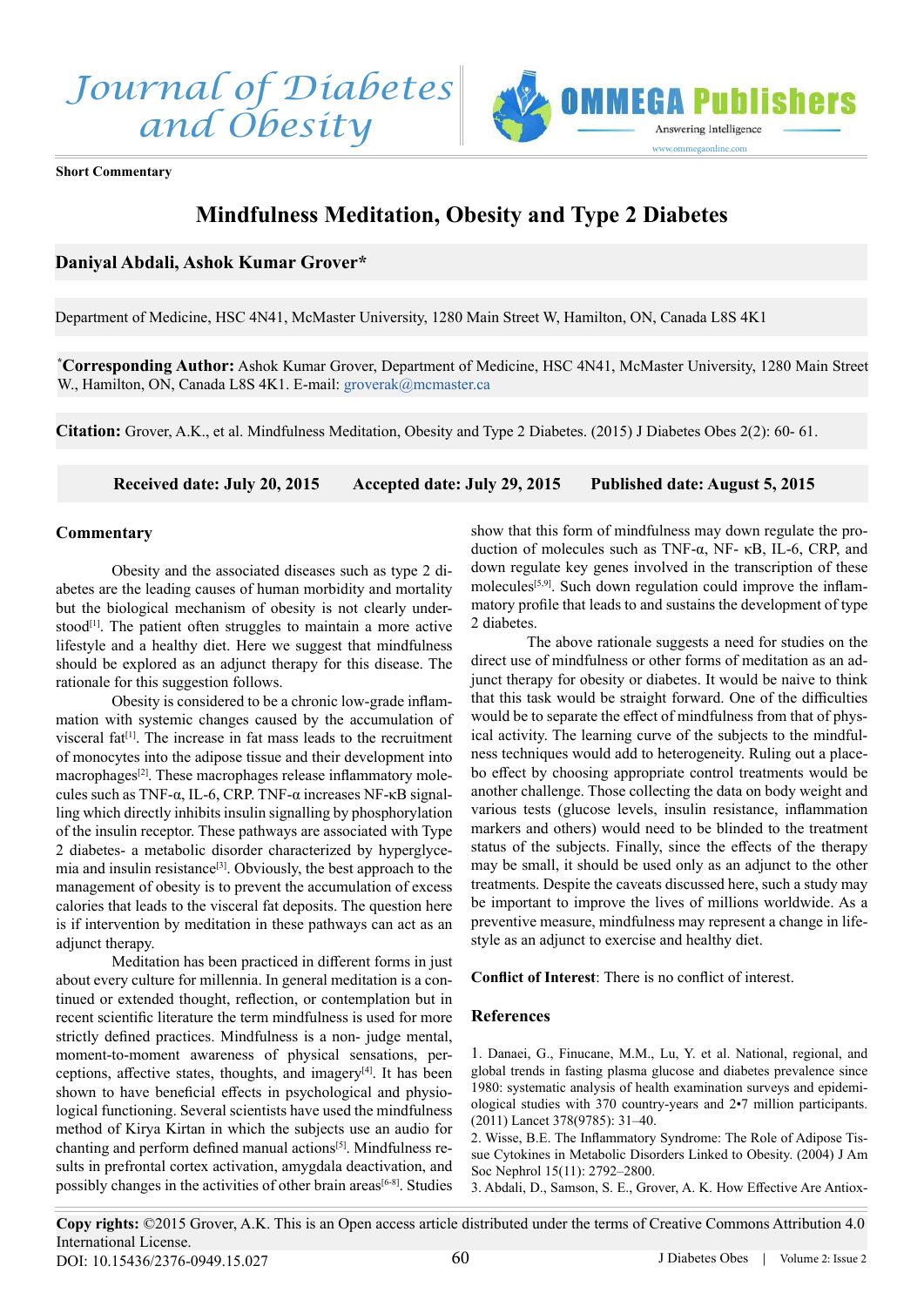Short Commentary

# Mindfulness Meditation, Obesity and Type 2 Diabetes

**Daniyal Abdali, Ashok Kumar Grover***

Department of Medicine, HSC 4N41, McMaster University, 1280 Main Street W, Hamilton, ON, Canada L8S 4K1

[*]**Corresponding Author:** Ashok Kumar Grover, Department of Medicine, HSC 4N41, McMaster University, 1280 Main Street W., Hamilton, ON, Canada L8S 4K1. E-mail: groverak@mcmaster.ca

**Citation:** Grover, A.K., et al. Mindfulness Meditation, Obesity and Type 2 Diabetes. (2015) J Diabetes Obes 2(2): 60- 61.

**Received date: July 20, 2015** **Accepted date: July 29, 2015** **Published date: August 5, 2015**

## Commentary

Obesity and the associated diseases such as type 2 diabetes are the leading causes of human morbidity and mortality but the biological mechanism of obesity is not clearly understood[1]. The patient often struggles to maintain a more active lifestyle and a healthy diet. Here we suggest that mindfulness should be explored as an adjunct therapy for this disease. The rationale for this suggestion follows.

Obesity is considered to be a chronic low-grade inflammation with systemic changes caused by the accumulation of visceral fat[1]. The increase in fat mass leads to the recruitment of monocytes into the adipose tissue and their development into macrophages[2]. These macrophages release inflammatory molecules such as TNF-α, IL-6, CRP. TNF-α increases NF-κB signalling which directly inhibits insulin signalling by phosphorylation of the insulin receptor. These pathways are associated with Type 2 diabetes- a metabolic disorder characterized by hyperglycemia and insulin resistance[3]. Obviously, the best approach to the management of obesity is to prevent the accumulation of excess calories that leads to the visceral fat deposits. The question here is if intervention by meditation in these pathways can act as an adjunct therapy.

Meditation has been practiced in different forms in just about every culture for millennia. In general meditation is a continued or extended thought, reflection, or contemplation but in recent scientific literature the term mindfulness is used for more strictly defined practices. Mindfulness is a non- judge mental, moment-to-moment awareness of physical sensations, perceptions, affective states, thoughts, and imagery[4]. It has been shown to have beneficial effects in psychological and physiological functioning. Several scientists have used the mindfulness method of Kirya Kirtan in which the subjects use an audio for chanting and perform defined manual actions[5]. Mindfulness results in prefrontal cortex activation, amygdala deactivation, and possibly changes in the activities of other brain areas[6-8]. Studies show that this form of mindfulness may down regulate the production of molecules such as TNF-α, NF- κB, IL-6, CRP, and down regulate key genes involved in the transcription of these molecules[5,9]. Such down regulation could improve the inflammatory profile that leads to and sustains the development of type 2 diabetes.

The above rationale suggests a need for studies on the direct use of mindfulness or other forms of meditation as an adjunct therapy for obesity or diabetes. It would be naive to think that this task would be straight forward. One of the difficulties would be to separate the effect of mindfulness from that of physical activity. The learning curve of the subjects to the mindfulness techniques would add to heterogeneity. Ruling out a placebo effect by choosing appropriate control treatments would be another challenge. Those collecting the data on body weight and various tests (glucose levels, insulin resistance, inflammation markers and others) would need to be blinded to the treatment status of the subjects. Finally, since the effects of the therapy may be small, it should be used only as an adjunct to the other treatments. Despite the caveats discussed here, such a study may be important to improve the lives of millions worldwide. As a preventive measure, mindfulness may represent a change in lifestyle as an adjunct to exercise and healthy diet.

**Conflict of Interest**: There is no conflict of interest.

## References

1. Danaei, G., Finucane, M.M., Lu, Y. et al. National, regional, and global trends in fasting plasma glucose and diabetes prevalence since 1980: systematic analysis of health examination surveys and epidemiological studies with 370 country-years and 2•7 million participants. (2011) Lancet 378(9785): 31–40.
2. Wisse, B.E. The Inflammatory Syndrome: The Role of Adipose Tissue Cytokines in Metabolic Disorders Linked to Obesity. (2004) J Am Soc Nephrol 15(11): 2792–2800.
3. Abdali, D., Samson, S. E., Grover, A. K. How Effective Are Antiox-

**Copy rights:** ©2015 Grover, A.K. This is an Open access article distributed under the terms of Creative Commons Attribution 4.0 International License.

DOI: 10.15436/2376-0949.15.027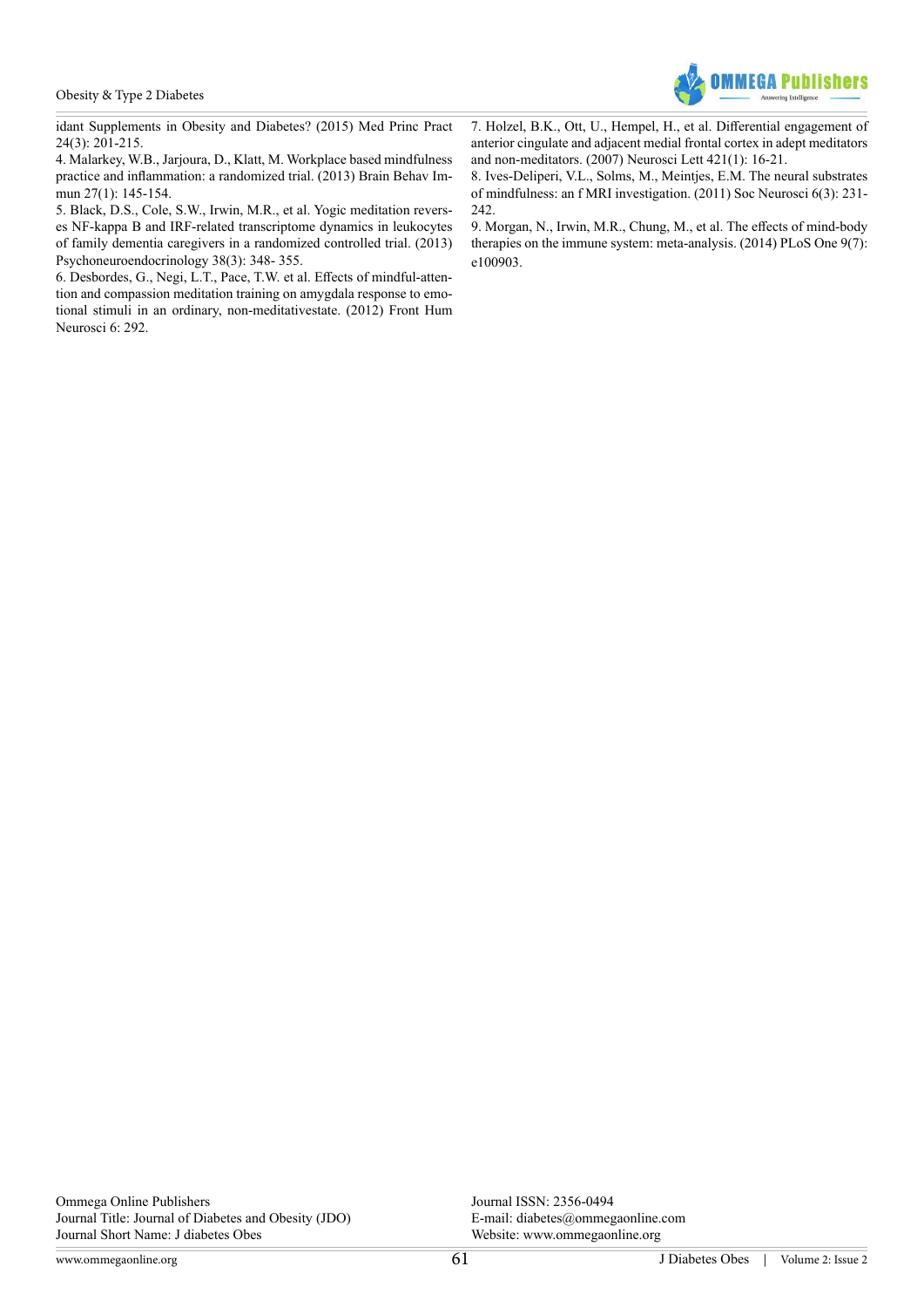idant Supplements in Obesity and Diabetes? (2015) Med Princ Pract 24(3): 201-215.

4. Malarkey, W.B., Jarjoura, D., Klatt, M. Workplace based mindfulness practice and inflammation: a randomized trial. (2013) Brain Behav Immun 27(1): 145-154.

5. Black, D.S., Cole, S.W., Irwin, M.R., et al. Yogic meditation reverses NF-kappa B and IRF-related transcriptome dynamics in leukocytes of family dementia caregivers in a randomized controlled trial. (2013) Psychoneuroendocrinology 38(3): 348- 355.

6. Desbordes, G., Negi, L.T., Pace, T.W. et al. Effects of mindful-attention and compassion meditation training on amygdala response to emotional stimuli in an ordinary, non-meditativestate. (2012) Front Hum Neurosci 6: 292.

7. Holzel, B.K., Ott, U., Hempel, H., et al. Differential engagement of anterior cingulate and adjacent medial frontal cortex in adept meditators and non-meditators. (2007) Neurosci Lett 421(1): 16-21.

8. Ives-Deliperi, V.L., Solms, M., Meintjes, E.M. The neural substrates of mindfulness: an f MRI investigation. (2011) Soc Neurosci 6(3): 231-242.

9. Morgan, N., Irwin, M.R., Chung, M., et al. The effects of mind-body therapies on the immune system: meta-analysis. (2014) PLoS One 9(7): e100903.

Ommega Online Publishers
Journal Title: Journal of Diabetes and Obesity (JDO)
Journal Short Name: J diabetes Obes

Journal ISSN: 2356-0494
E-mail: diabetes@ommegaonline.com
Website: www.ommegaonline.org